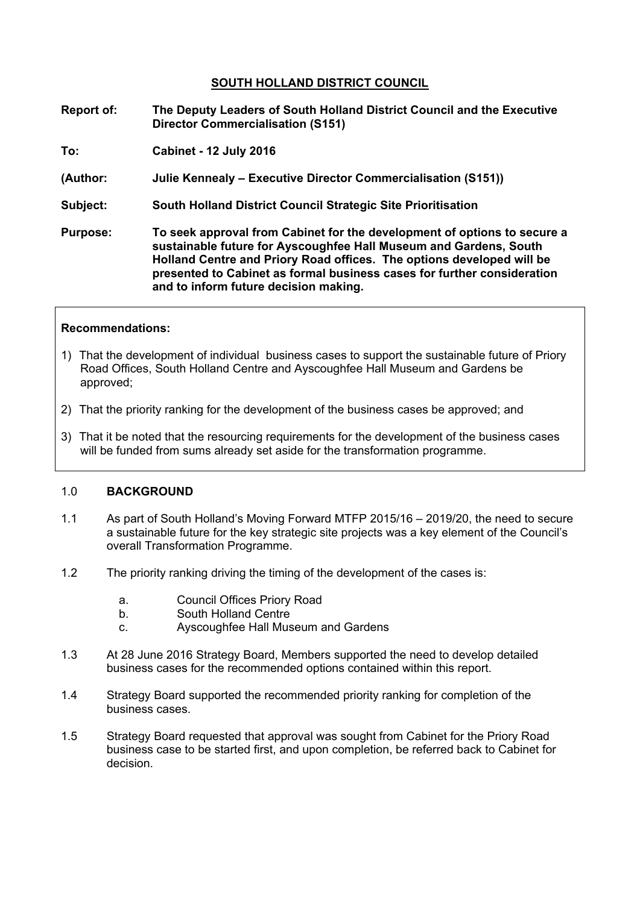# SOUTH HOLLAND DISTRICT COUNCIL

**Report of:** **The Deputy Leaders of South Holland District Council and the Executive Director Commercialisation (S151)**

**To:** **Cabinet - 12 July 2016**

**(Author:** **Julie Kennealy – Executive Director Commercialisation (S151))**

**Subject:** **South Holland District Council Strategic Site Prioritisation**

**Purpose:** **To seek approval from Cabinet for the development of options to secure a sustainable future for Ayscoughfee Hall Museum and Gardens, South Holland Centre and Priory Road offices. The options developed will be presented to Cabinet as formal business cases for further consideration and to inform future decision making.**

**Recommendations:**

1) That the development of individual business cases to support the sustainable future of Priory Road Offices, South Holland Centre and Ayscoughfee Hall Museum and Gardens be approved;

2) That the priority ranking for the development of the business cases be approved; and

3) That it be noted that the resourcing requirements for the development of the business cases will be funded from sums already set aside for the transformation programme.

## 1.0 BACKGROUND

1.1 As part of South Holland's Moving Forward MTFP 2015/16 – 2019/20, the need to secure a sustainable future for the key strategic site projects was a key element of the Council's overall Transformation Programme.

1.2 The priority ranking driving the timing of the development of the cases is:

a. Council Offices Priory Road
b. South Holland Centre
c. Ayscoughfee Hall Museum and Gardens

1.3 At 28 June 2016 Strategy Board, Members supported the need to develop detailed business cases for the recommended options contained within this report.

1.4 Strategy Board supported the recommended priority ranking for completion of the business cases.

1.5 Strategy Board requested that approval was sought from Cabinet for the Priory Road business case to be started first, and upon completion, be referred back to Cabinet for decision.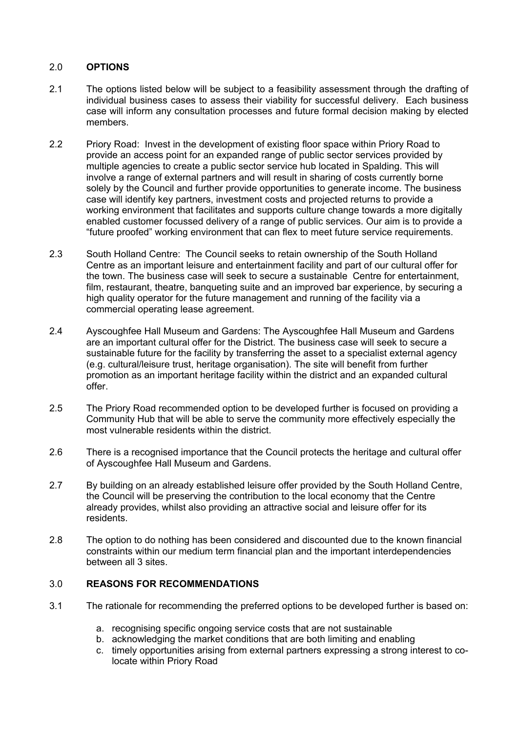## 2.0 **OPTIONS**

2.1 The options listed below will be subject to a feasibility assessment through the drafting of individual business cases to assess their viability for successful delivery. Each business case will inform any consultation processes and future formal decision making by elected members.

2.2 Priory Road: Invest in the development of existing floor space within Priory Road to provide an access point for an expanded range of public sector services provided by multiple agencies to create a public sector service hub located in Spalding. This will involve a range of external partners and will result in sharing of costs currently borne solely by the Council and further provide opportunities to generate income. The business case will identify key partners, investment costs and projected returns to provide a working environment that facilitates and supports culture change towards a more digitally enabled customer focussed delivery of a range of public services. Our aim is to provide a "future proofed" working environment that can flex to meet future service requirements.

2.3 South Holland Centre: The Council seeks to retain ownership of the South Holland Centre as an important leisure and entertainment facility and part of our cultural offer for the town. The business case will seek to secure a sustainable Centre for entertainment, film, restaurant, theatre, banqueting suite and an improved bar experience, by securing a high quality operator for the future management and running of the facility via a commercial operating lease agreement.

2.4 Ayscoughfee Hall Museum and Gardens: The Ayscoughfee Hall Museum and Gardens are an important cultural offer for the District. The business case will seek to secure a sustainable future for the facility by transferring the asset to a specialist external agency (e.g. cultural/leisure trust, heritage organisation). The site will benefit from further promotion as an important heritage facility within the district and an expanded cultural offer.

2.5 The Priory Road recommended option to be developed further is focused on providing a Community Hub that will be able to serve the community more effectively especially the most vulnerable residents within the district.

2.6 There is a recognised importance that the Council protects the heritage and cultural offer of Ayscoughfee Hall Museum and Gardens.

2.7 By building on an already established leisure offer provided by the South Holland Centre, the Council will be preserving the contribution to the local economy that the Centre already provides, whilst also providing an attractive social and leisure offer for its residents.

2.8 The option to do nothing has been considered and discounted due to the known financial constraints within our medium term financial plan and the important interdependencies between all 3 sites.

## 3.0 **REASONS FOR RECOMMENDATIONS**

3.1 The rationale for recommending the preferred options to be developed further is based on:

a. recognising specific ongoing service costs that are not sustainable
b. acknowledging the market conditions that are both limiting and enabling
c. timely opportunities arising from external partners expressing a strong interest to co-locate within Priory Road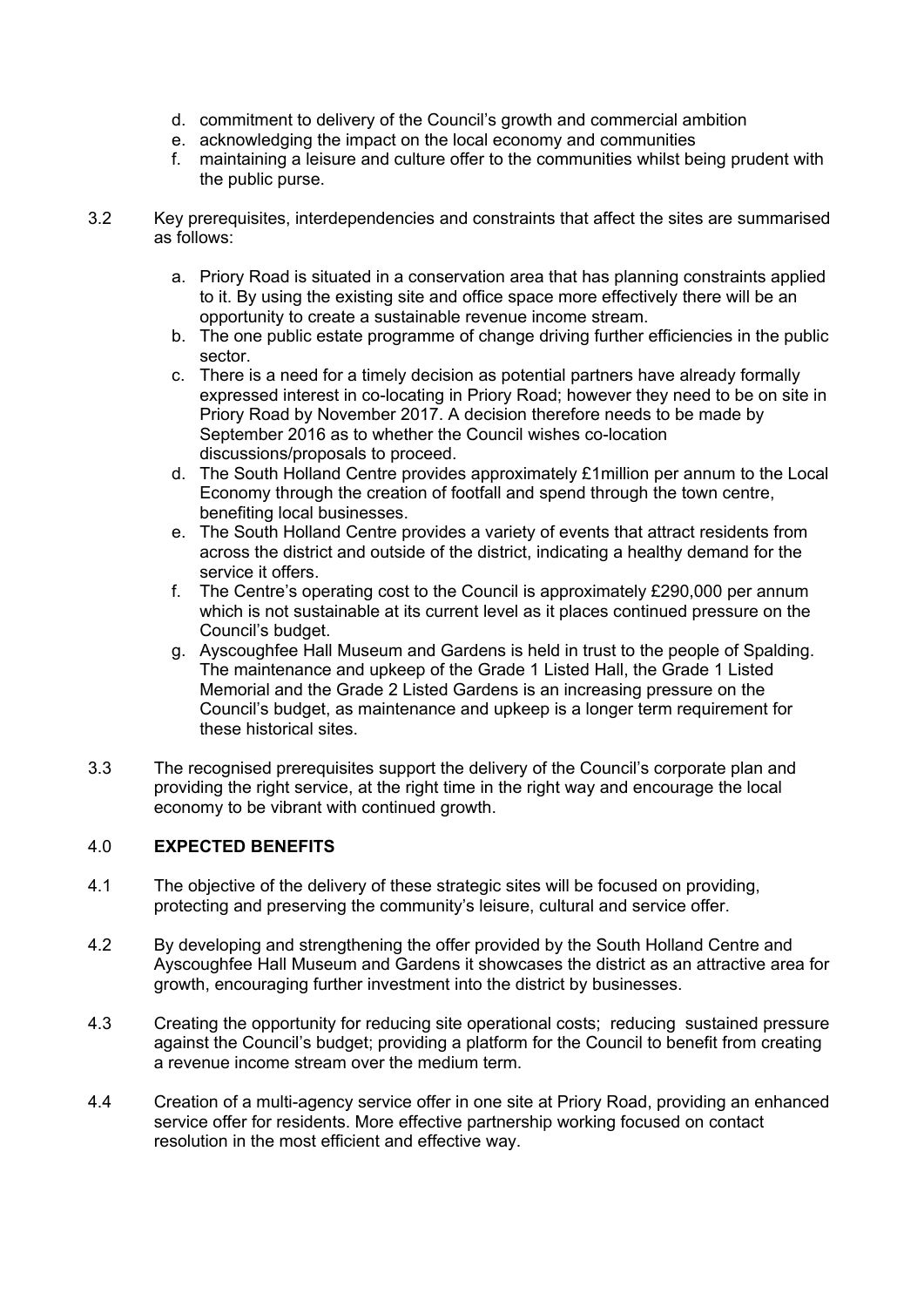d. commitment to delivery of the Council's growth and commercial ambition
e. acknowledging the impact on the local economy and communities
f. maintaining a leisure and culture offer to the communities whilst being prudent with the public purse.

3.2 Key prerequisites, interdependencies and constraints that affect the sites are summarised as follows:

a. Priory Road is situated in a conservation area that has planning constraints applied to it. By using the existing site and office space more effectively there will be an opportunity to create a sustainable revenue income stream.
b. The one public estate programme of change driving further efficiencies in the public sector.
c. There is a need for a timely decision as potential partners have already formally expressed interest in co-locating in Priory Road; however they need to be on site in Priory Road by November 2017. A decision therefore needs to be made by September 2016 as to whether the Council wishes co-location discussions/proposals to proceed.
d. The South Holland Centre provides approximately £1million per annum to the Local Economy through the creation of footfall and spend through the town centre, benefiting local businesses.
e. The South Holland Centre provides a variety of events that attract residents from across the district and outside of the district, indicating a healthy demand for the service it offers.
f. The Centre's operating cost to the Council is approximately £290,000 per annum which is not sustainable at its current level as it places continued pressure on the Council's budget.
g. Ayscoughfee Hall Museum and Gardens is held in trust to the people of Spalding. The maintenance and upkeep of the Grade 1 Listed Hall, the Grade 1 Listed Memorial and the Grade 2 Listed Gardens is an increasing pressure on the Council's budget, as maintenance and upkeep is a longer term requirement for these historical sites.

3.3 The recognised prerequisites support the delivery of the Council's corporate plan and providing the right service, at the right time in the right way and encourage the local economy to be vibrant with continued growth.

## 4.0 EXPECTED BENEFITS

4.1 The objective of the delivery of these strategic sites will be focused on providing, protecting and preserving the community's leisure, cultural and service offer.

4.2 By developing and strengthening the offer provided by the South Holland Centre and Ayscoughfee Hall Museum and Gardens it showcases the district as an attractive area for growth, encouraging further investment into the district by businesses.

4.3 Creating the opportunity for reducing site operational costs; reducing sustained pressure against the Council's budget; providing a platform for the Council to benefit from creating a revenue income stream over the medium term.

4.4 Creation of a multi-agency service offer in one site at Priory Road, providing an enhanced service offer for residents. More effective partnership working focused on contact resolution in the most efficient and effective way.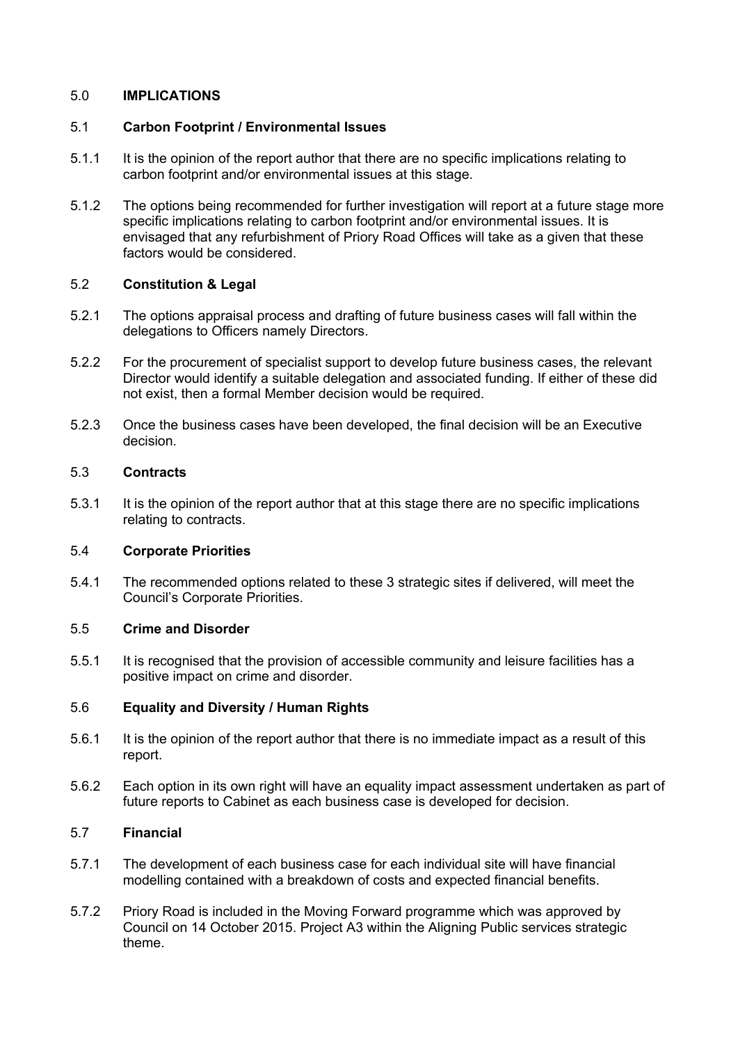## 5.0 **IMPLICATIONS**

### 5.1 **Carbon Footprint / Environmental Issues**

5.1.1 It is the opinion of the report author that there are no specific implications relating to carbon footprint and/or environmental issues at this stage.

5.1.2 The options being recommended for further investigation will report at a future stage more specific implications relating to carbon footprint and/or environmental issues. It is envisaged that any refurbishment of Priory Road Offices will take as a given that these factors would be considered.

### 5.2 **Constitution & Legal**

5.2.1 The options appraisal process and drafting of future business cases will fall within the delegations to Officers namely Directors.

5.2.2 For the procurement of specialist support to develop future business cases, the relevant Director would identify a suitable delegation and associated funding. If either of these did not exist, then a formal Member decision would be required.

5.2.3 Once the business cases have been developed, the final decision will be an Executive decision.

### 5.3 **Contracts**

5.3.1 It is the opinion of the report author that at this stage there are no specific implications relating to contracts.

### 5.4 **Corporate Priorities**

5.4.1 The recommended options related to these 3 strategic sites if delivered, will meet the Council's Corporate Priorities.

### 5.5 **Crime and Disorder**

5.5.1 It is recognised that the provision of accessible community and leisure facilities has a positive impact on crime and disorder.

### 5.6 **Equality and Diversity / Human Rights**

5.6.1 It is the opinion of the report author that there is no immediate impact as a result of this report.

5.6.2 Each option in its own right will have an equality impact assessment undertaken as part of future reports to Cabinet as each business case is developed for decision.

### 5.7 **Financial**

5.7.1 The development of each business case for each individual site will have financial modelling contained with a breakdown of costs and expected financial benefits.

5.7.2 Priory Road is included in the Moving Forward programme which was approved by Council on 14 October 2015. Project A3 within the Aligning Public services strategic theme.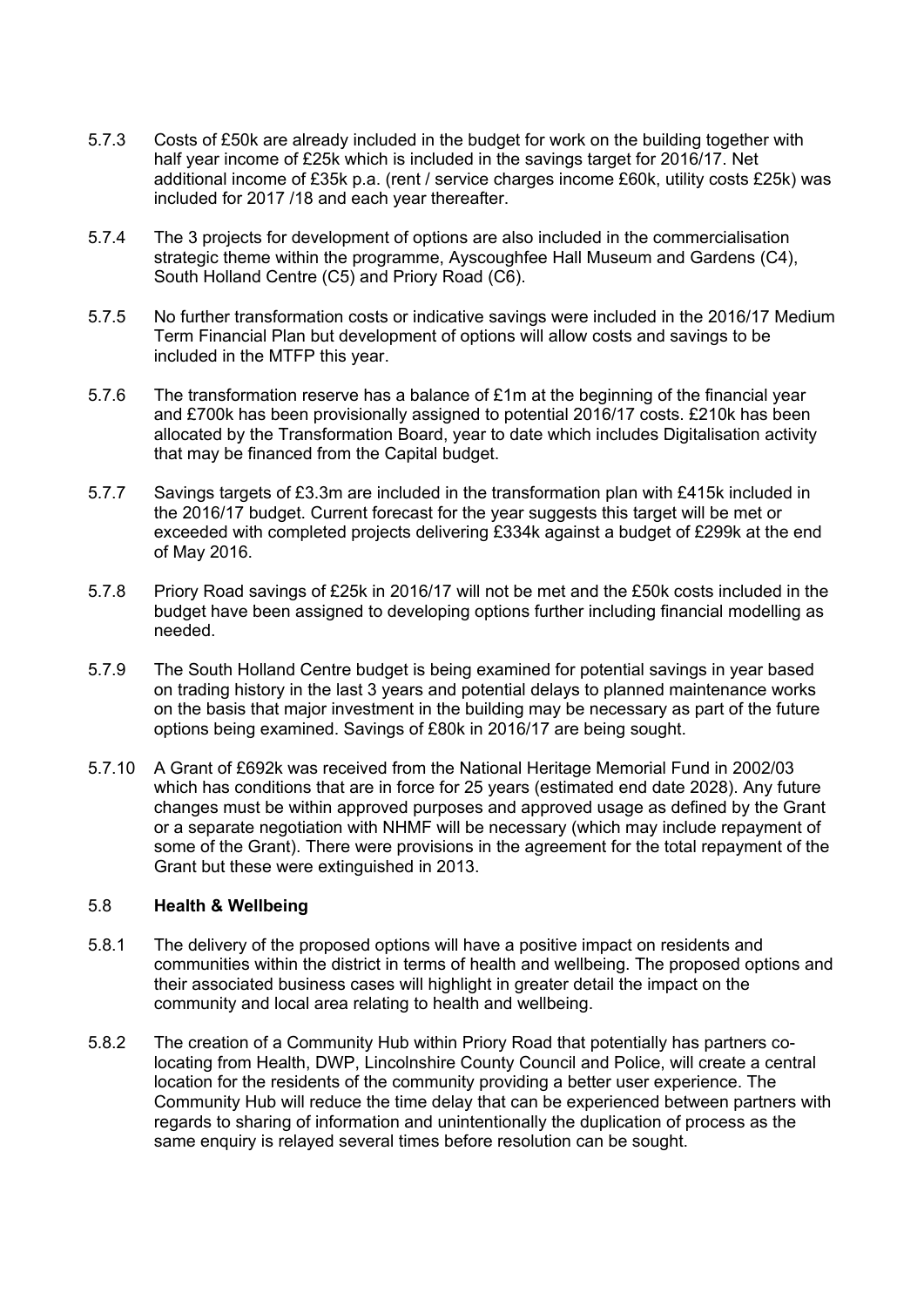5.7.3 Costs of £50k are already included in the budget for work on the building together with half year income of £25k which is included in the savings target for 2016/17. Net additional income of £35k p.a. (rent / service charges income £60k, utility costs £25k) was included for 2017 /18 and each year thereafter.

5.7.4 The 3 projects for development of options are also included in the commercialisation strategic theme within the programme, Ayscoughfee Hall Museum and Gardens (C4), South Holland Centre (C5) and Priory Road (C6).

5.7.5 No further transformation costs or indicative savings were included in the 2016/17 Medium Term Financial Plan but development of options will allow costs and savings to be included in the MTFP this year.

5.7.6 The transformation reserve has a balance of £1m at the beginning of the financial year and £700k has been provisionally assigned to potential 2016/17 costs. £210k has been allocated by the Transformation Board, year to date which includes Digitalisation activity that may be financed from the Capital budget.

5.7.7 Savings targets of £3.3m are included in the transformation plan with £415k included in the 2016/17 budget. Current forecast for the year suggests this target will be met or exceeded with completed projects delivering £334k against a budget of £299k at the end of May 2016.

5.7.8 Priory Road savings of £25k in 2016/17 will not be met and the £50k costs included in the budget have been assigned to developing options further including financial modelling as needed.

5.7.9 The South Holland Centre budget is being examined for potential savings in year based on trading history in the last 3 years and potential delays to planned maintenance works on the basis that major investment in the building may be necessary as part of the future options being examined. Savings of £80k in 2016/17 are being sought.

5.7.10 A Grant of £692k was received from the National Heritage Memorial Fund in 2002/03 which has conditions that are in force for 25 years (estimated end date 2028). Any future changes must be within approved purposes and approved usage as defined by the Grant or a separate negotiation with NHMF will be necessary (which may include repayment of some of the Grant). There were provisions in the agreement for the total repayment of the Grant but these were extinguished in 2013.

## 5.8 **Health & Wellbeing**

5.8.1 The delivery of the proposed options will have a positive impact on residents and communities within the district in terms of health and wellbeing. The proposed options and their associated business cases will highlight in greater detail the impact on the community and local area relating to health and wellbeing.

5.8.2 The creation of a Community Hub within Priory Road that potentially has partners co-locating from Health, DWP, Lincolnshire County Council and Police, will create a central location for the residents of the community providing a better user experience. The Community Hub will reduce the time delay that can be experienced between partners with regards to sharing of information and unintentionally the duplication of process as the same enquiry is relayed several times before resolution can be sought.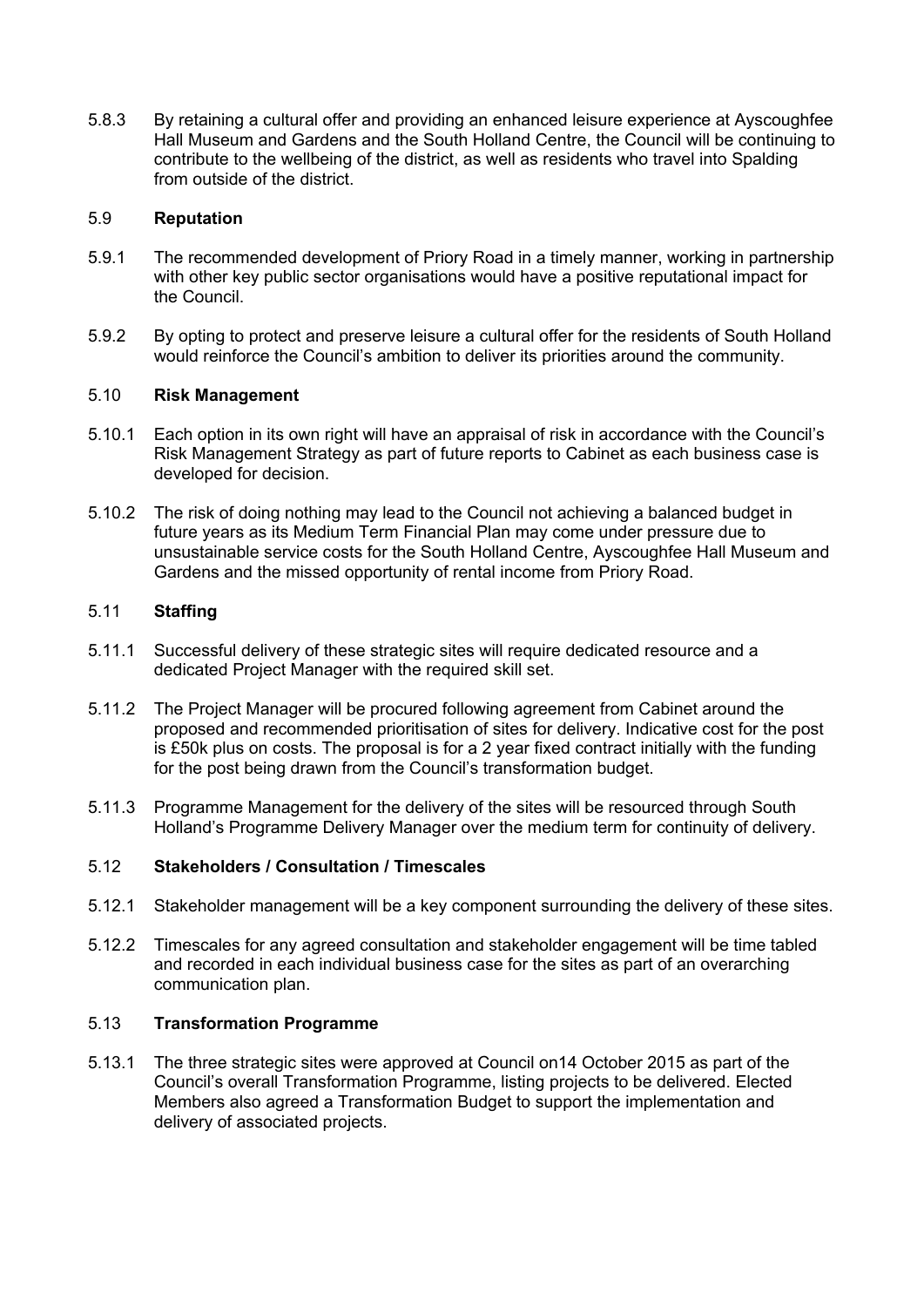5.8.3 By retaining a cultural offer and providing an enhanced leisure experience at Ayscoughfee Hall Museum and Gardens and the South Holland Centre, the Council will be continuing to contribute to the wellbeing of the district, as well as residents who travel into Spalding from outside of the district.

## 5.9 Reputation

5.9.1 The recommended development of Priory Road in a timely manner, working in partnership with other key public sector organisations would have a positive reputational impact for the Council.

5.9.2 By opting to protect and preserve leisure a cultural offer for the residents of South Holland would reinforce the Council's ambition to deliver its priorities around the community.

## 5.10 Risk Management

5.10.1 Each option in its own right will have an appraisal of risk in accordance with the Council's Risk Management Strategy as part of future reports to Cabinet as each business case is developed for decision.

5.10.2 The risk of doing nothing may lead to the Council not achieving a balanced budget in future years as its Medium Term Financial Plan may come under pressure due to unsustainable service costs for the South Holland Centre, Ayscoughfee Hall Museum and Gardens and the missed opportunity of rental income from Priory Road.

## 5.11 Staffing

5.11.1 Successful delivery of these strategic sites will require dedicated resource and a dedicated Project Manager with the required skill set.

5.11.2 The Project Manager will be procured following agreement from Cabinet around the proposed and recommended prioritisation of sites for delivery. Indicative cost for the post is £50k plus on costs. The proposal is for a 2 year fixed contract initially with the funding for the post being drawn from the Council's transformation budget.

5.11.3 Programme Management for the delivery of the sites will be resourced through South Holland's Programme Delivery Manager over the medium term for continuity of delivery.

## 5.12 Stakeholders / Consultation / Timescales

5.12.1 Stakeholder management will be a key component surrounding the delivery of these sites.

5.12.2 Timescales for any agreed consultation and stakeholder engagement will be time tabled and recorded in each individual business case for the sites as part of an overarching communication plan.

## 5.13 Transformation Programme

5.13.1 The three strategic sites were approved at Council on14 October 2015 as part of the Council's overall Transformation Programme, listing projects to be delivered. Elected Members also agreed a Transformation Budget to support the implementation and delivery of associated projects.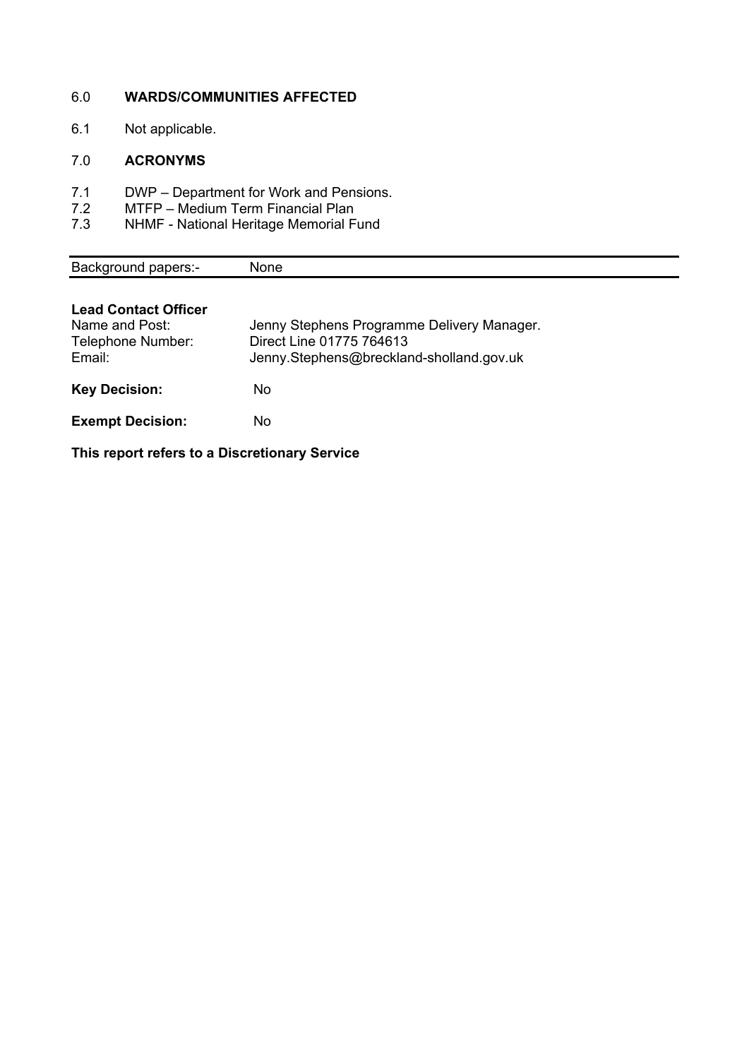## 6.0 WARDS/COMMUNITIES AFFECTED

6.1 Not applicable.

## 7.0 ACRONYMS

7.1 DWP – Department for Work and Pensions.
7.2 MTFP – Medium Term Financial Plan
7.3 NHMF - National Heritage Memorial Fund

| | |
|---|---|
| Background papers:- | None |

**Lead Contact Officer**

| | |
|---|---|
| Name and Post: | Jenny Stephens Programme Delivery Manager. |
| Telephone Number: | Direct Line 01775 764613 |
| Email: | Jenny.Stephens@breckland-sholland.gov.uk |
| **Key Decision:** | No |
| **Exempt Decision:** | No |

**This report refers to a Discretionary Service**